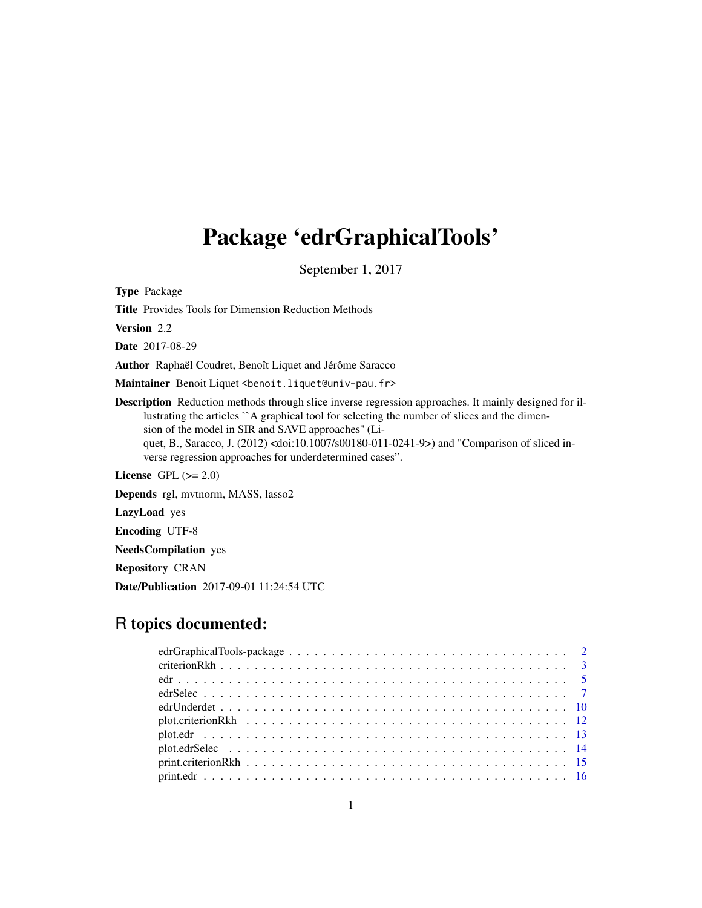# Package 'edrGraphicalTools'

September 1, 2017

**Type** Package

**Title** Provides Tools for Dimension Reduction Methods

**Version** 2.2

**Date** 2017-08-29

**Author** Raphaël Coudret, Benoît Liquet and Jérôme Saracco

**Maintainer** Benoit Liquet <benoit.liquet@univ-pau.fr>

**Description** Reduction methods through slice inverse regression approaches. It mainly designed for illustrating the articles ``A graphical tool for selecting the number of slices and the dimension of the model in SIR and SAVE approaches'' (Liquet, B., Saracco, J. (2012) <doi:10.1007/s00180-011-0241-9>) and "Comparison of sliced inverse regression approaches for underdetermined cases".

**License** GPL (>= 2.0)

**Depends** rgl, mvtnorm, MASS, lasso2

**LazyLoad** yes

**Encoding** UTF-8

**NeedsCompilation** yes

**Repository** CRAN

**Date/Publication** 2017-09-01 11:24:54 UTC

## R topics documented:

- edrGraphicalTools-package . . . . . . . . . . . . . . . . . . . . . . . . . . . . . . . 2
- criterionRkh . . . . . . . . . . . . . . . . . . . . . . . . . . . . . . . . . . . . . . . . 3
- edr . . . . . . . . . . . . . . . . . . . . . . . . . . . . . . . . . . . . . . . . . . . . . 5
- edrSelec . . . . . . . . . . . . . . . . . . . . . . . . . . . . . . . . . . . . . . . . . . 7
- edrUnderdet . . . . . . . . . . . . . . . . . . . . . . . . . . . . . . . . . . . . . . . . 10
- plot.criterionRkh . . . . . . . . . . . . . . . . . . . . . . . . . . . . . . . . . . . . . 12
- plot.edr . . . . . . . . . . . . . . . . . . . . . . . . . . . . . . . . . . . . . . . . . . 13
- plot.edrSelec . . . . . . . . . . . . . . . . . . . . . . . . . . . . . . . . . . . . . . . 14
- print.criterionRkh . . . . . . . . . . . . . . . . . . . . . . . . . . . . . . . . . . . . 15
- print.edr . . . . . . . . . . . . . . . . . . . . . . . . . . . . . . . . . . . . . . . . . 16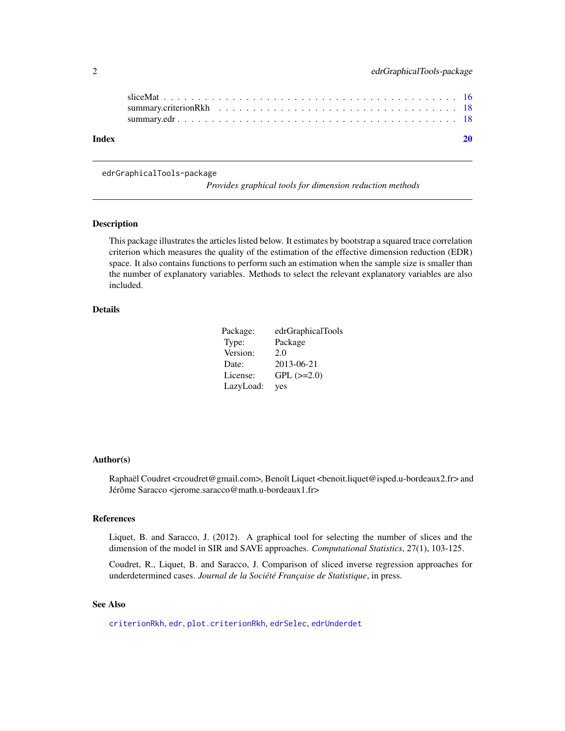| | |
|---|---|
| sliceMat | 16 |
| summary.criterionRkh | 18 |
| summary.edr | 18 |

**Index** **20**

---

`edrGraphicalTools-package`

*Provides graphical tools for dimension reduction methods*

---

## Description

This package illustrates the articles listed below. It estimates by bootstrap a squared trace correlation criterion which measures the quality of the estimation of the effective dimension reduction (EDR) space. It also contains functions to perform such an estimation when the sample size is smaller than the number of explanatory variables. Methods to select the relevant explanatory variables are also included.

## Details

| | |
|---|---|
| Package: | edrGraphicalTools |
| Type: | Package |
| Version: | 2.0 |
| Date: | 2013-06-21 |
| License: | GPL (>=2.0) |
| LazyLoad: | yes |

## Author(s)

Raphaël Coudret <rcoudret@gmail.com>, Benoît Liquet <benoit.liquet@isped.u-bordeaux2.fr> and Jérôme Saracco <jerome.saracco@math.u-bordeaux1.fr>

## References

Liquet, B. and Saracco, J. (2012). A graphical tool for selecting the number of slices and the dimension of the model in SIR and SAVE approaches. *Computational Statistics*, 27(1), 103-125.

Coudret, R., Liquet, B. and Saracco, J. Comparison of sliced inverse regression approaches for underdetermined cases. *Journal de la Société Française de Statistique*, in press.

## See Also

`criterionRkh`, `edr`, `plot.criterionRkh`, `edrSelec`, `edrUnderdet`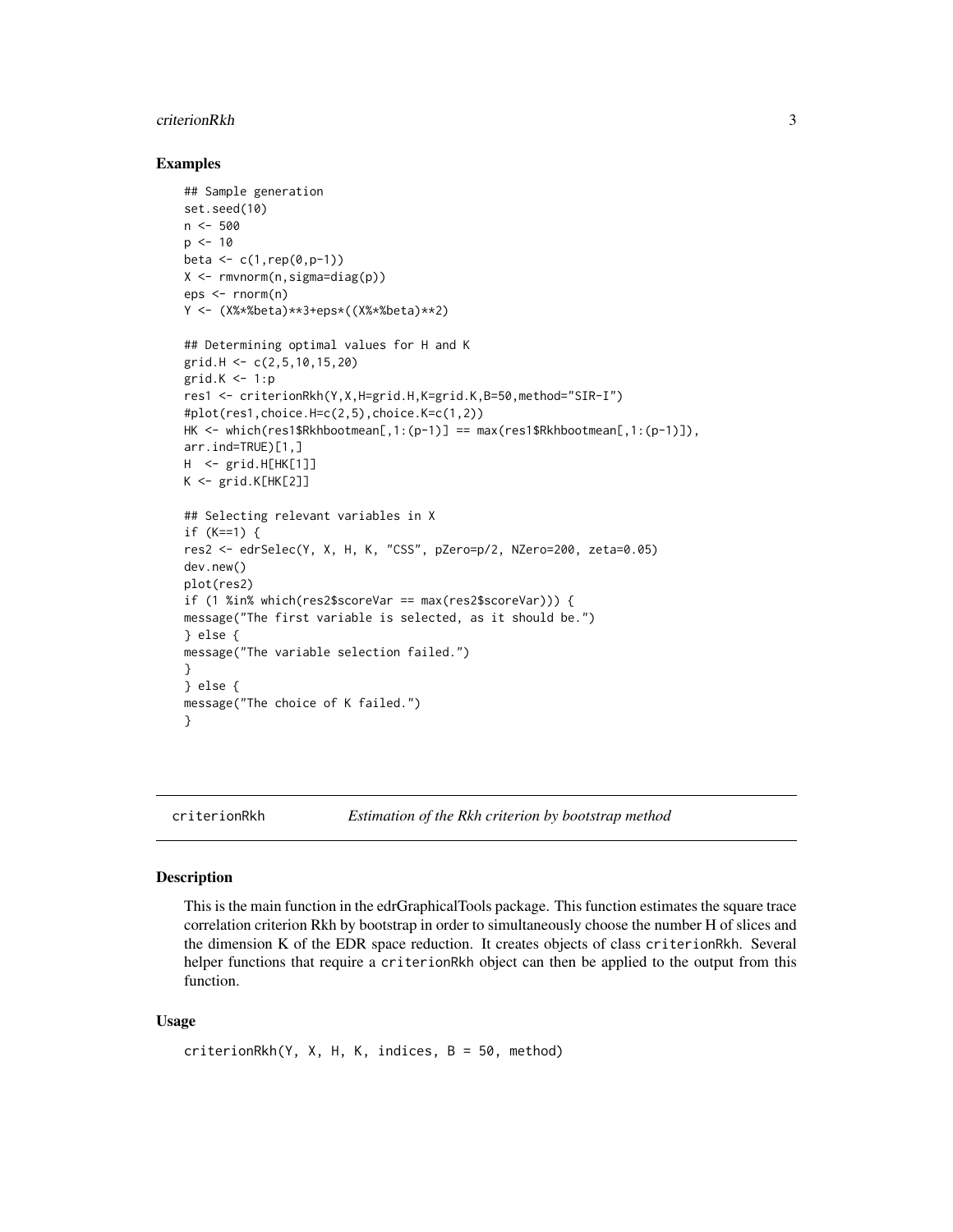## Examples

```
## Sample generation
set.seed(10)
n <- 500
p <- 10
beta <- c(1,rep(0,p-1))
X <- rmvnorm(n,sigma=diag(p))
eps <- rnorm(n)
Y <- (X%*%beta)**3+eps*((X%*%beta)**2)

## Determining optimal values for H and K
grid.H <- c(2,5,10,15,20)
grid.K <- 1:p
res1 <- criterionRkh(Y,X,H=grid.H,K=grid.K,B=50,method="SIR-I")
#plot(res1,choice.H=c(2,5),choice.K=c(1,2))
HK <- which(res1$Rkhbootmean[,1:(p-1)] == max(res1$Rkhbootmean[,1:(p-1)]),
arr.ind=TRUE)[1,]
H  <- grid.H[HK[1]]
K <- grid.K[HK[2]]

## Selecting relevant variables in X
if (K==1) {
res2 <- edrSelec(Y, X, H, K, "CSS", pZero=p/2, NZero=200, zeta=0.05)
dev.new()
plot(res2)
if (1 %in% which(res2$scoreVar == max(res2$scoreVar))) {
message("The first variable is selected, as it should be.")
} else {
message("The variable selection failed.")
}
} else {
message("The choice of K failed.")
}
```

---

# criterionRkh *Estimation of the Rkh criterion by bootstrap method*

## Description

This is the main function in the edrGraphicalTools package. This function estimates the square trace correlation criterion Rkh by bootstrap in order to simultaneously choose the number H of slices and the dimension K of the EDR space reduction. It creates objects of class `criterionRkh`. Several helper functions that require a `criterionRkh` object can then be applied to the output from this function.

## Usage

```
criterionRkh(Y, X, H, K, indices, B = 50, method)
```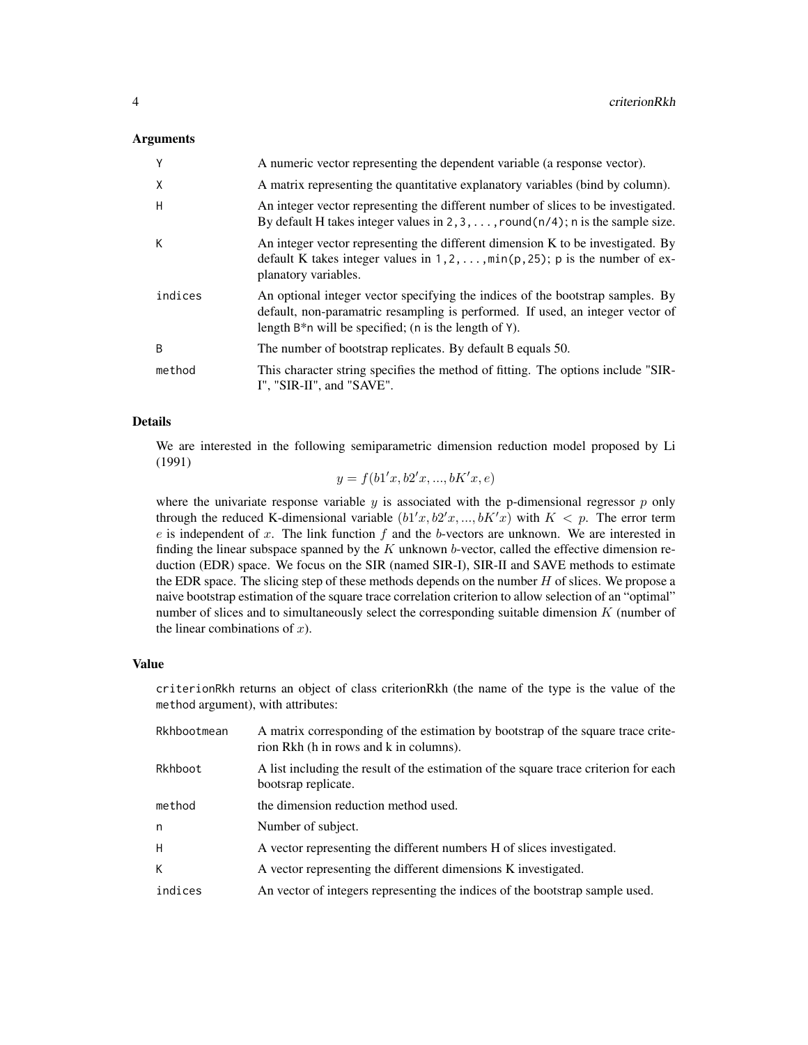### Arguments

| | |
|---|---|
| Y | A numeric vector representing the dependent variable (a response vector). |
| X | A matrix representing the quantitative explanatory variables (bind by column). |
| H | An integer vector representing the different number of slices to be investigated. By default H takes integer values in `2,3,...,round(n/4)`; n is the sample size. |
| K | An integer vector representing the different dimension K to be investigated. By default K takes integer values in `1,2,...,min(p,25)`; p is the number of explanatory variables. |
| indices | An optional integer vector specifying the indices of the bootstrap samples. By default, non-paramatric resampling is performed. If used, an integer vector of length `B*n` will be specified; (n is the length of Y). |
| B | The number of bootstrap replicates. By default B equals 50. |
| method | This character string specifies the method of fitting. The options include "SIR-I", "SIR-II", and "SAVE". |

### Details

We are interested in the following semiparametric dimension reduction model proposed by Li (1991)

$$y = f(b1'x, b2'x, ..., bK'x, e)$$

where the univariate response variable $y$ is associated with the p-dimensional regressor $p$ only through the reduced K-dimensional variable $(b1'x, b2'x, ..., bK'x)$ with $K < p$. The error term $e$ is independent of $x$. The link function $f$ and the $b$-vectors are unknown. We are interested in finding the linear subspace spanned by the $K$ unknown $b$-vector, called the effective dimension reduction (EDR) space. We focus on the SIR (named SIR-I), SIR-II and SAVE methods to estimate the EDR space. The slicing step of these methods depends on the number $H$ of slices. We propose a naive bootstrap estimation of the square trace correlation criterion to allow selection of an "optimal" number of slices and to simultaneously select the corresponding suitable dimension $K$ (number of the linear combinations of $x$).

### Value

criterionRkh returns an object of class criterionRkh (the name of the type is the value of the method argument), with attributes:

| | |
|---|---|
| Rkhbootmean | A matrix corresponding of the estimation by bootstrap of the square trace criterion Rkh (h in rows and k in columns). |
| Rkhboot | A list including the result of the estimation of the square trace criterion for each bootsrap replicate. |
| method | the dimension reduction method used. |
| n | Number of subject. |
| H | A vector representing the different numbers H of slices investigated. |
| K | A vector representing the different dimensions K investigated. |
| indices | An vector of integers representing the indices of the bootstrap sample used. |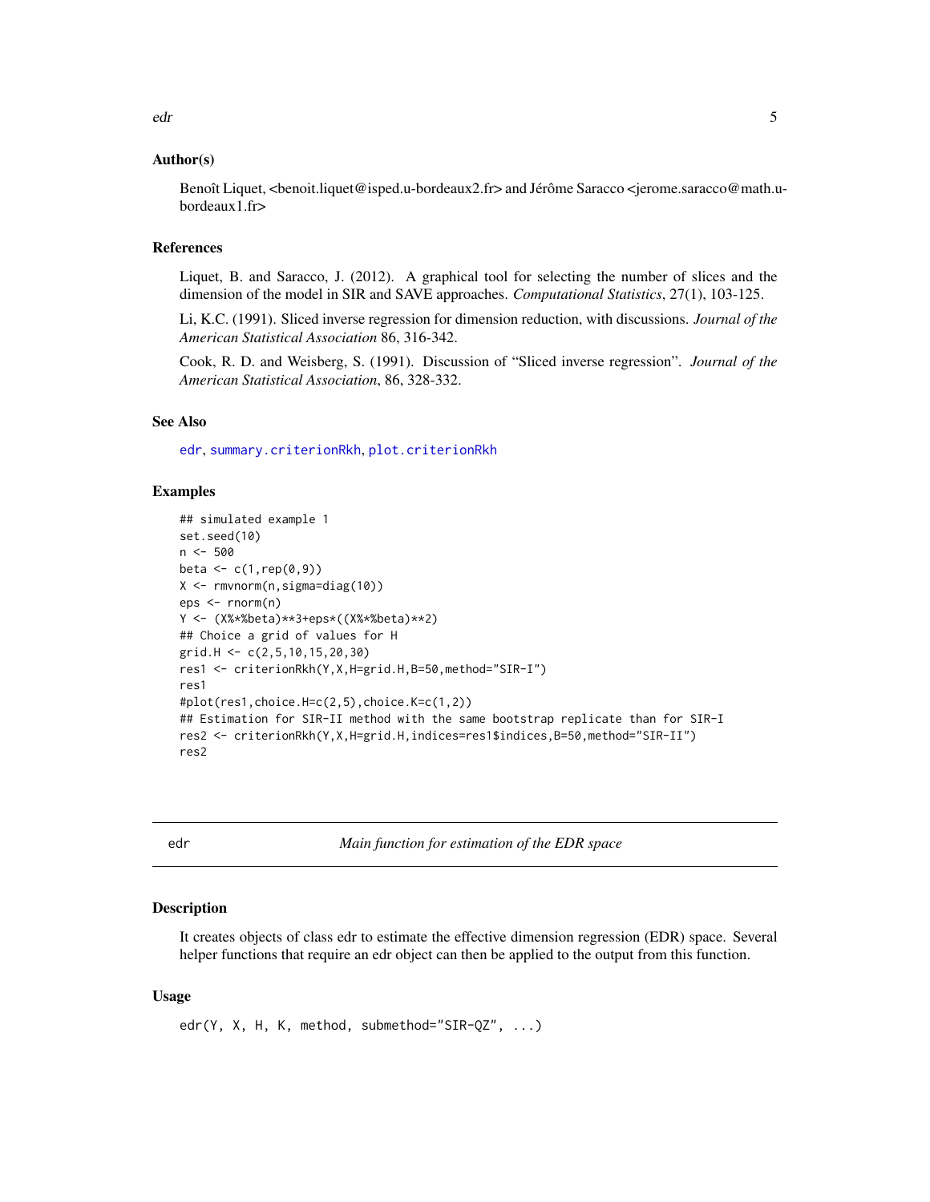### Author(s)

Benoît Liquet, <benoit.liquet@isped.u-bordeaux2.fr> and Jérôme Saracco <jerome.saracco@math.u-bordeaux1.fr>

### References

Liquet, B. and Saracco, J. (2012). A graphical tool for selecting the number of slices and the dimension of the model in SIR and SAVE approaches. *Computational Statistics*, 27(1), 103-125.

Li, K.C. (1991). Sliced inverse regression for dimension reduction, with discussions. *Journal of the American Statistical Association* 86, 316-342.

Cook, R. D. and Weisberg, S. (1991). Discussion of "Sliced inverse regression". *Journal of the American Statistical Association*, 86, 328-332.

### See Also

edr, summary.criterionRkh, plot.criterionRkh

### Examples

```
## simulated example 1
set.seed(10)
n <- 500
beta <- c(1,rep(0,9))
X <- rmvnorm(n,sigma=diag(10))
eps <- rnorm(n)
Y <- (X%*%beta)**3+eps*((X%*%beta)**2)
## Choice a grid of values for H
grid.H <- c(2,5,10,15,20,30)
res1 <- criterionRkh(Y,X,H=grid.H,B=50,method="SIR-I")
res1
#plot(res1,choice.H=c(2,5),choice.K=c(1,2))
## Estimation for SIR-II method with the same bootstrap replicate than for SIR-I
res2 <- criterionRkh(Y,X,H=grid.H,indices=res1$indices,B=50,method="SIR-II")
res2
```

---

## edr — *Main function for estimation of the EDR space*

### Description

It creates objects of class edr to estimate the effective dimension regression (EDR) space. Several helper functions that require an edr object can then be applied to the output from this function.

### Usage

```
edr(Y, X, H, K, method, submethod="SIR-QZ", ...)
```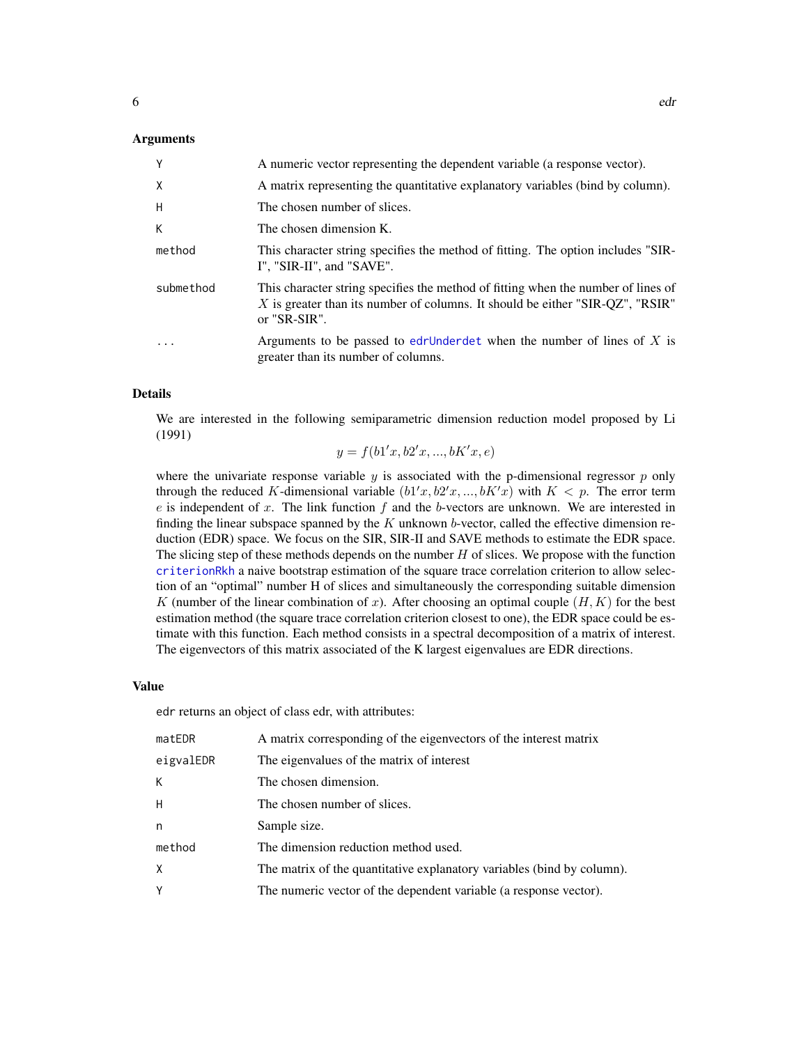## Arguments

| | |
|---|---|
| Y | A numeric vector representing the dependent variable (a response vector). |
| X | A matrix representing the quantitative explanatory variables (bind by column). |
| H | The chosen number of slices. |
| K | The chosen dimension K. |
| method | This character string specifies the method of fitting. The option includes "SIR-I", "SIR-II", and "SAVE". |
| submethod | This character string specifies the method of fitting when the number of lines of $X$ is greater than its number of columns. It should be either "SIR-QZ", "RSIR" or "SR-SIR". |
| ... | Arguments to be passed to edrUnderdet when the number of lines of $X$ is greater than its number of columns. |

## Details

We are interested in the following semiparametric dimension reduction model proposed by Li (1991)

$$y = f(b1'x, b2'x, ..., bK'x, e)$$

where the univariate response variable $y$ is associated with the p-dimensional regressor $p$ only through the reduced $K$-dimensional variable $(b1'x, b2'x, ..., bK'x)$ with $K < p$. The error term $e$ is independent of $x$. The link function $f$ and the $b$-vectors are unknown. We are interested in finding the linear subspace spanned by the $K$ unknown $b$-vector, called the effective dimension reduction (EDR) space. We focus on the SIR, SIR-II and SAVE methods to estimate the EDR space. The slicing step of these methods depends on the number $H$ of slices. We propose with the function criterionRkh a naive bootstrap estimation of the square trace correlation criterion to allow selection of an "optimal" number H of slices and simultaneously the corresponding suitable dimension $K$ (number of the linear combination of $x$). After choosing an optimal couple $(H, K)$ for the best estimation method (the square trace correlation criterion closest to one), the EDR space could be estimate with this function. Each method consists in a spectral decomposition of a matrix of interest. The eigenvectors of this matrix associated of the K largest eigenvalues are EDR directions.

## Value

edr returns an object of class edr, with attributes:

| | |
|---|---|
| matEDR | A matrix corresponding of the eigenvectors of the interest matrix |
| eigvalEDR | The eigenvalues of the matrix of interest |
| K | The chosen dimension. |
| H | The chosen number of slices. |
| n | Sample size. |
| method | The dimension reduction method used. |
| X | The matrix of the quantitative explanatory variables (bind by column). |
| Y | The numeric vector of the dependent variable (a response vector). |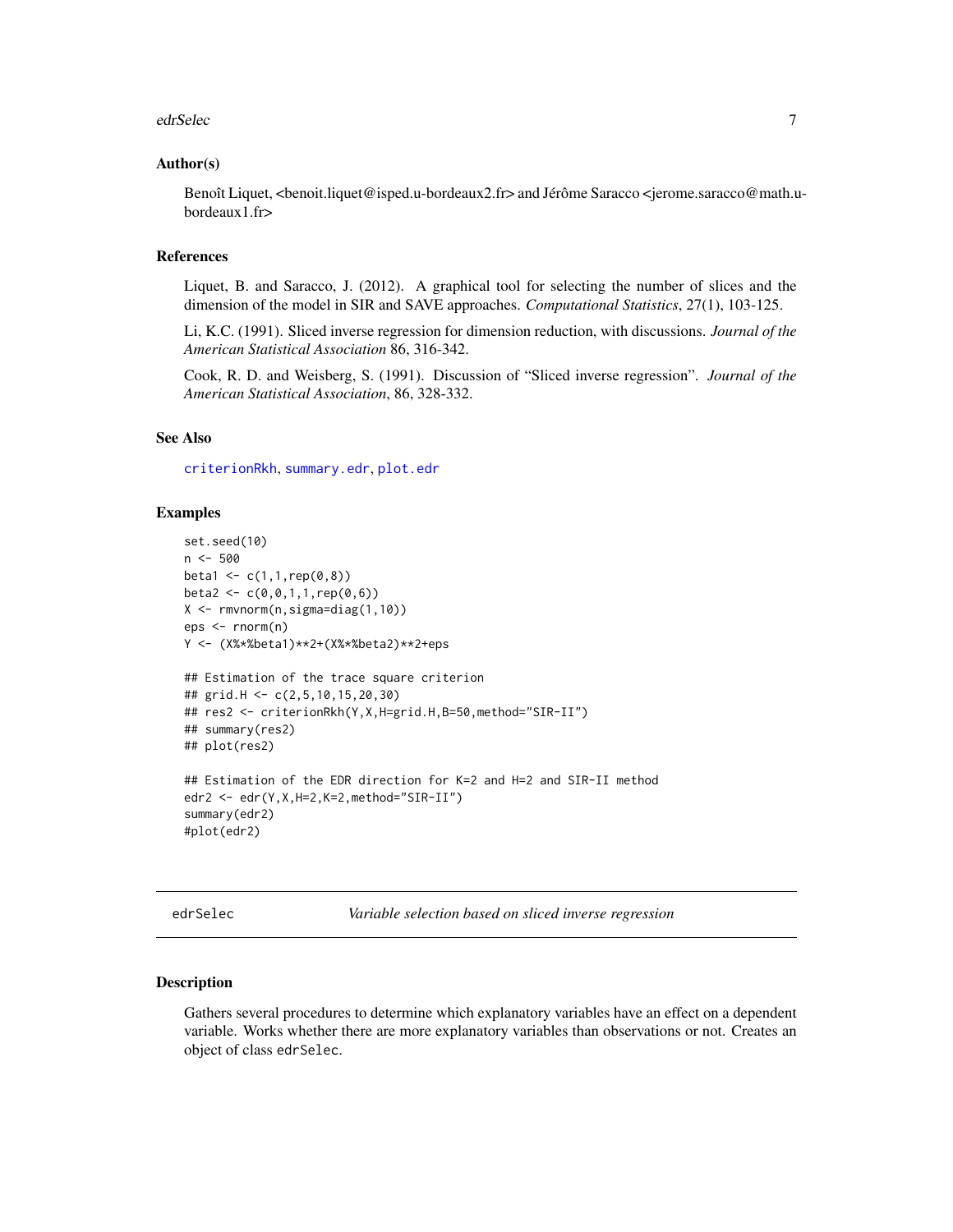### Author(s)

Benoît Liquet, <benoit.liquet@isped.u-bordeaux2.fr> and Jérôme Saracco <jerome.saracco@math.u-bordeaux1.fr>

### References

Liquet, B. and Saracco, J. (2012). A graphical tool for selecting the number of slices and the dimension of the model in SIR and SAVE approaches. *Computational Statistics*, 27(1), 103-125.

Li, K.C. (1991). Sliced inverse regression for dimension reduction, with discussions. *Journal of the American Statistical Association* 86, 316-342.

Cook, R. D. and Weisberg, S. (1991). Discussion of "Sliced inverse regression". *Journal of the American Statistical Association*, 86, 328-332.

### See Also

criterionRkh, summary.edr, plot.edr

### Examples

```
set.seed(10)
n <- 500
beta1 <- c(1,1,rep(0,8))
beta2 <- c(0,0,1,1,rep(0,6))
X <- rmvnorm(n,sigma=diag(1,10))
eps <- rnorm(n)
Y <- (X%*%beta1)**2+(X%*%beta2)**2+eps

## Estimation of the trace square criterion
## grid.H <- c(2,5,10,15,20,30)
## res2 <- criterionRkh(Y,X,H=grid.H,B=50,method="SIR-II")
## summary(res2)
## plot(res2)

## Estimation of the EDR direction for K=2 and H=2 and SIR-II method
edr2 <- edr(Y,X,H=2,K=2,method="SIR-II")
summary(edr2)
#plot(edr2)
```

---

## edrSelec &nbsp;&nbsp;&nbsp;&nbsp; *Variable selection based on sliced inverse regression*

### Description

Gathers several procedures to determine which explanatory variables have an effect on a dependent variable. Works whether there are more explanatory variables than observations or not. Creates an object of class edrSelec.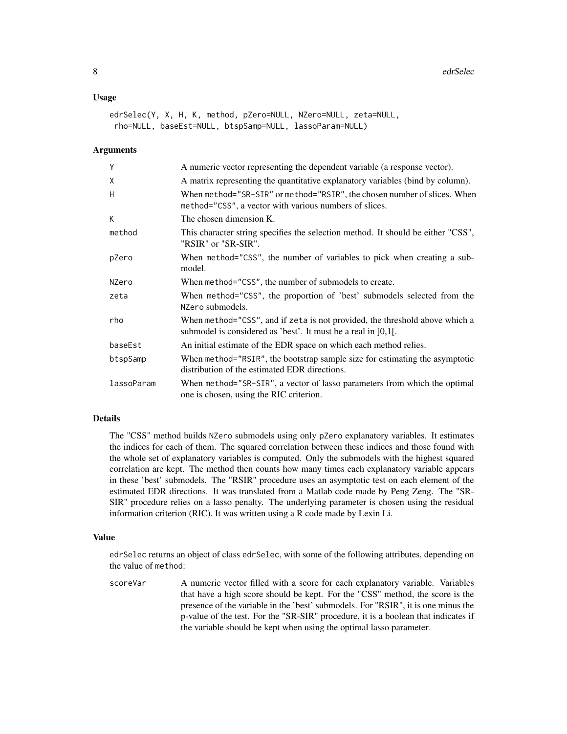### Usage

```
edrSelec(Y, X, H, K, method, pZero=NULL, NZero=NULL, zeta=NULL,
 rho=NULL, baseEst=NULL, btspSamp=NULL, lassoParam=NULL)
```

### Arguments

| | |
|---|---|
| Y | A numeric vector representing the dependent variable (a response vector). |
| X | A matrix representing the quantitative explanatory variables (bind by column). |
| H | When method="SR-SIR" or method="RSIR", the chosen number of slices. When method="CSS", a vector with various numbers of slices. |
| K | The chosen dimension K. |
| method | This character string specifies the selection method. It should be either "CSS", "RSIR" or "SR-SIR". |
| pZero | When method="CSS", the number of variables to pick when creating a sub-model. |
| NZero | When method="CSS", the number of submodels to create. |
| zeta | When method="CSS", the proportion of 'best' submodels selected from the NZero submodels. |
| rho | When method="CSS", and if zeta is not provided, the threshold above which a submodel is considered as 'best'. It must be a real in ]0,1[. |
| baseEst | An initial estimate of the EDR space on which each method relies. |
| btspSamp | When method="RSIR", the bootstrap sample size for estimating the asymptotic distribution of the estimated EDR directions. |
| lassoParam | When method="SR-SIR", a vector of lasso parameters from which the optimal one is chosen, using the RIC criterion. |

### Details

The "CSS" method builds NZero submodels using only pZero explanatory variables. It estimates the indices for each of them. The squared correlation between these indices and those found with the whole set of explanatory variables is computed. Only the submodels with the highest squared correlation are kept. The method then counts how many times each explanatory variable appears in these 'best' submodels. The "RSIR" procedure uses an asymptotic test on each element of the estimated EDR directions. It was translated from a Matlab code made by Peng Zeng. The "SR-SIR" procedure relies on a lasso penalty. The underlying parameter is chosen using the residual information criterion (RIC). It was written using a R code made by Lexin Li.

### Value

edrSelec returns an object of class edrSelec, with some of the following attributes, depending on the value of method:

| | |
|---|---|
| scoreVar | A numeric vector filled with a score for each explanatory variable. Variables that have a high score should be kept. For the "CSS" method, the score is the presence of the variable in the 'best' submodels. For "RSIR", it is one minus the p-value of the test. For the "SR-SIR" procedure, it is a boolean that indicates if the variable should be kept when using the optimal lasso parameter. |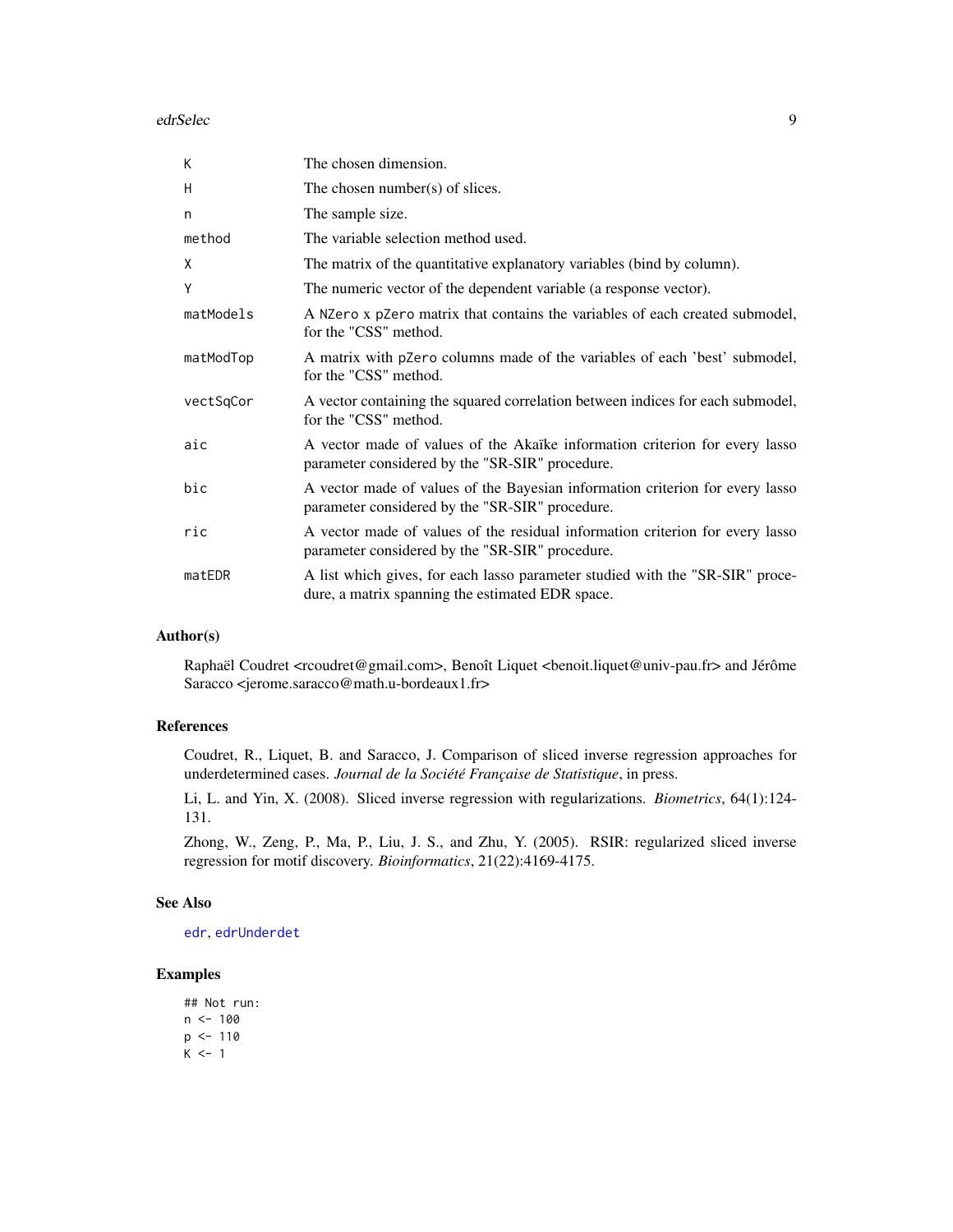| | |
|---|---|
| K | The chosen dimension. |
| H | The chosen number(s) of slices. |
| n | The sample size. |
| method | The variable selection method used. |
| X | The matrix of the quantitative explanatory variables (bind by column). |
| Y | The numeric vector of the dependent variable (a response vector). |
| matModels | A NZero x pZero matrix that contains the variables of each created submodel, for the "CSS" method. |
| matModTop | A matrix with pZero columns made of the variables of each 'best' submodel, for the "CSS" method. |
| vectSqCor | A vector containing the squared correlation between indices for each submodel, for the "CSS" method. |
| aic | A vector made of values of the Akaïke information criterion for every lasso parameter considered by the "SR-SIR" procedure. |
| bic | A vector made of values of the Bayesian information criterion for every lasso parameter considered by the "SR-SIR" procedure. |
| ric | A vector made of values of the residual information criterion for every lasso parameter considered by the "SR-SIR" procedure. |
| matEDR | A list which gives, for each lasso parameter studied with the "SR-SIR" procedure, a matrix spanning the estimated EDR space. |

## Author(s)

Raphaël Coudret <rcoudret@gmail.com>, Benoît Liquet <benoit.liquet@univ-pau.fr> and Jérôme Saracco <jerome.saracco@math.u-bordeaux1.fr>

## References

Coudret, R., Liquet, B. and Saracco, J. Comparison of sliced inverse regression approaches for underdetermined cases. *Journal de la Société Française de Statistique*, in press.

Li, L. and Yin, X. (2008). Sliced inverse regression with regularizations. *Biometrics*, 64(1):124-131.

Zhong, W., Zeng, P., Ma, P., Liu, J. S., and Zhu, Y. (2005). RSIR: regularized sliced inverse regression for motif discovery. *Bioinformatics*, 21(22):4169-4175.

## See Also

edr, edrUnderdet

## Examples

```
## Not run:
n <- 100
p <- 110
K <- 1
```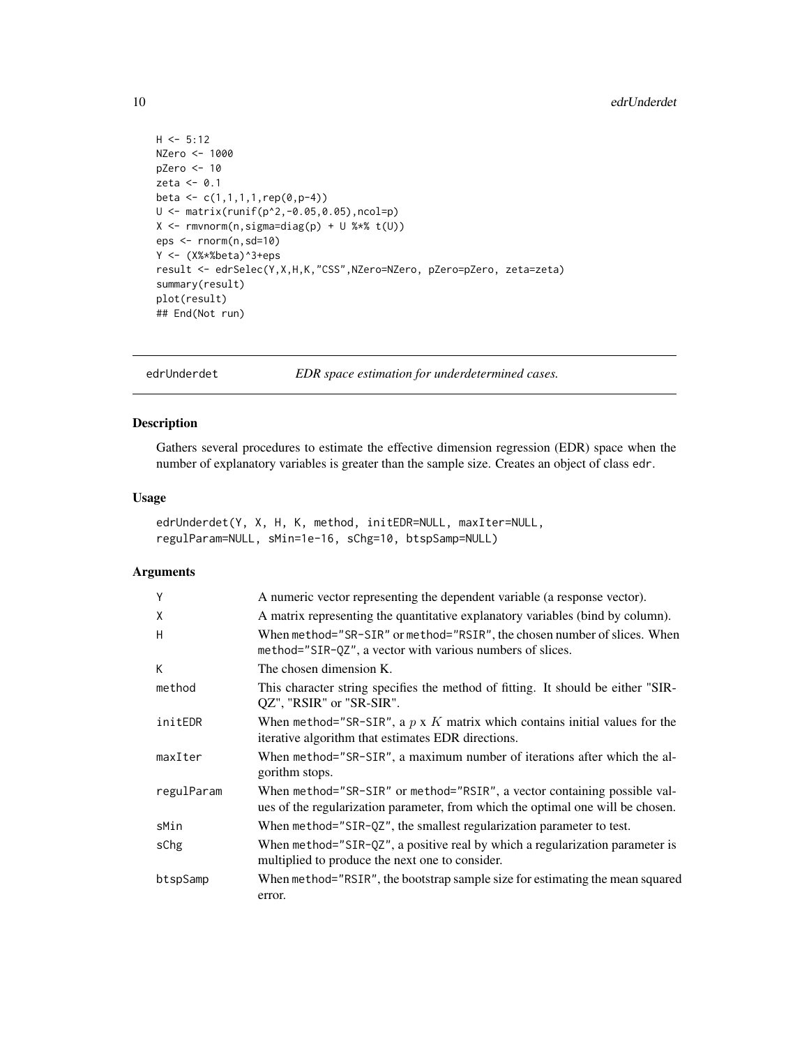```
H <- 5:12
NZero <- 1000
pZero <- 10
zeta <- 0.1
beta <- c(1,1,1,1,rep(0,p-4))
U <- matrix(runif(p^2,-0.05,0.05),ncol=p)
X <- rmvnorm(n,sigma=diag(p) + U %*% t(U))
eps <- rnorm(n,sd=10)
Y <- (X%*%beta)^3+eps
result <- edrSelec(Y,X,H,K,"CSS",NZero=NZero, pZero=pZero, zeta=zeta)
summary(result)
plot(result)
## End(Not run)
```

---

## edrUnderdet — *EDR space estimation for underdetermined cases.*

### Description

Gathers several procedures to estimate the effective dimension regression (EDR) space when the number of explanatory variables is greater than the sample size. Creates an object of class `edr`.

### Usage

```
edrUnderdet(Y, X, H, K, method, initEDR=NULL, maxIter=NULL,
regulParam=NULL, sMin=1e-16, sChg=10, btspSamp=NULL)
```

### Arguments

| | |
|---|---|
| Y | A numeric vector representing the dependent variable (a response vector). |
| X | A matrix representing the quantitative explanatory variables (bind by column). |
| H | When `method="SR-SIR"` or `method="RSIR"`, the chosen number of slices. When `method="SIR-QZ"`, a vector with various numbers of slices. |
| K | The chosen dimension K. |
| method | This character string specifies the method of fitting. It should be either "SIR-QZ", "RSIR" or "SR-SIR". |
| initEDR | When `method="SR-SIR"`, a $p$ x $K$ matrix which contains initial values for the iterative algorithm that estimates EDR directions. |
| maxIter | When `method="SR-SIR"`, a maximum number of iterations after which the algorithm stops. |
| regulParam | When `method="SR-SIR"` or `method="RSIR"`, a vector containing possible values of the regularization parameter, from which the optimal one will be chosen. |
| sMin | When `method="SIR-QZ"`, the smallest regularization parameter to test. |
| sChg | When `method="SIR-QZ"`, a positive real by which a regularization parameter is multiplied to produce the next one to consider. |
| btspSamp | When `method="RSIR"`, the bootstrap sample size for estimating the mean squared error. |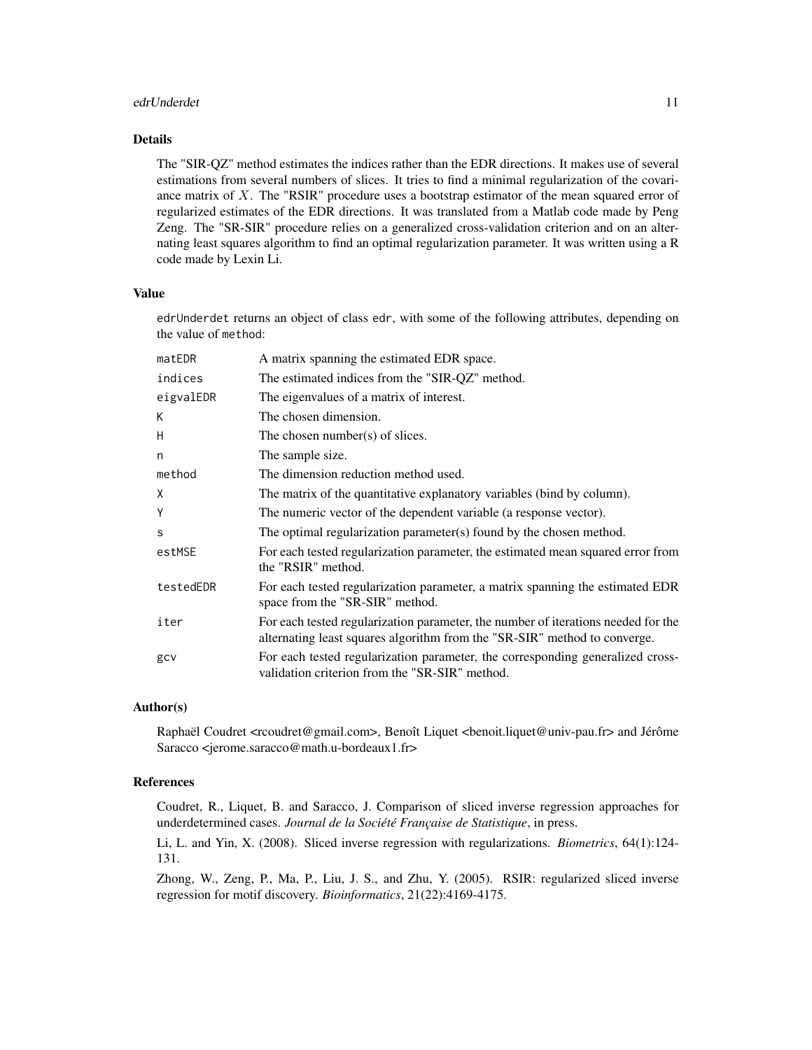## Details

The "SIR-QZ" method estimates the indices rather than the EDR directions. It makes use of several estimations from several numbers of slices. It tries to find a minimal regularization of the covariance matrix of $X$. The "RSIR" procedure uses a bootstrap estimator of the mean squared error of regularized estimates of the EDR directions. It was translated from a Matlab code made by Peng Zeng. The "SR-SIR" procedure relies on a generalized cross-validation criterion and on an alternating least squares algorithm to find an optimal regularization parameter. It was written using a R code made by Lexin Li.

## Value

`edrUnderdet` returns an object of class `edr`, with some of the following attributes, depending on the value of `method`:

| | |
|---|---|
| `matEDR` | A matrix spanning the estimated EDR space. |
| `indices` | The estimated indices from the "SIR-QZ" method. |
| `eigvalEDR` | The eigenvalues of a matrix of interest. |
| `K` | The chosen dimension. |
| `H` | The chosen number(s) of slices. |
| `n` | The sample size. |
| `method` | The dimension reduction method used. |
| `X` | The matrix of the quantitative explanatory variables (bind by column). |
| `Y` | The numeric vector of the dependent variable (a response vector). |
| `s` | The optimal regularization parameter(s) found by the chosen method. |
| `estMSE` | For each tested regularization parameter, the estimated mean squared error from the "RSIR" method. |
| `testedEDR` | For each tested regularization parameter, a matrix spanning the estimated EDR space from the "SR-SIR" method. |
| `iter` | For each tested regularization parameter, the number of iterations needed for the alternating least squares algorithm from the "SR-SIR" method to converge. |
| `gcv` | For each tested regularization parameter, the corresponding generalized cross-validation criterion from the "SR-SIR" method. |

## Author(s)

Raphaël Coudret <rcoudret@gmail.com>, Benoît Liquet <benoit.liquet@univ-pau.fr> and Jérôme Saracco <jerome.saracco@math.u-bordeaux1.fr>

## References

Coudret, R., Liquet, B. and Saracco, J. Comparison of sliced inverse regression approaches for underdetermined cases. *Journal de la Société Française de Statistique*, in press.

Li, L. and Yin, X. (2008). Sliced inverse regression with regularizations. *Biometrics*, 64(1):124-131.

Zhong, W., Zeng, P., Ma, P., Liu, J. S., and Zhu, Y. (2005). RSIR: regularized sliced inverse regression for motif discovery. *Bioinformatics*, 21(22):4169-4175.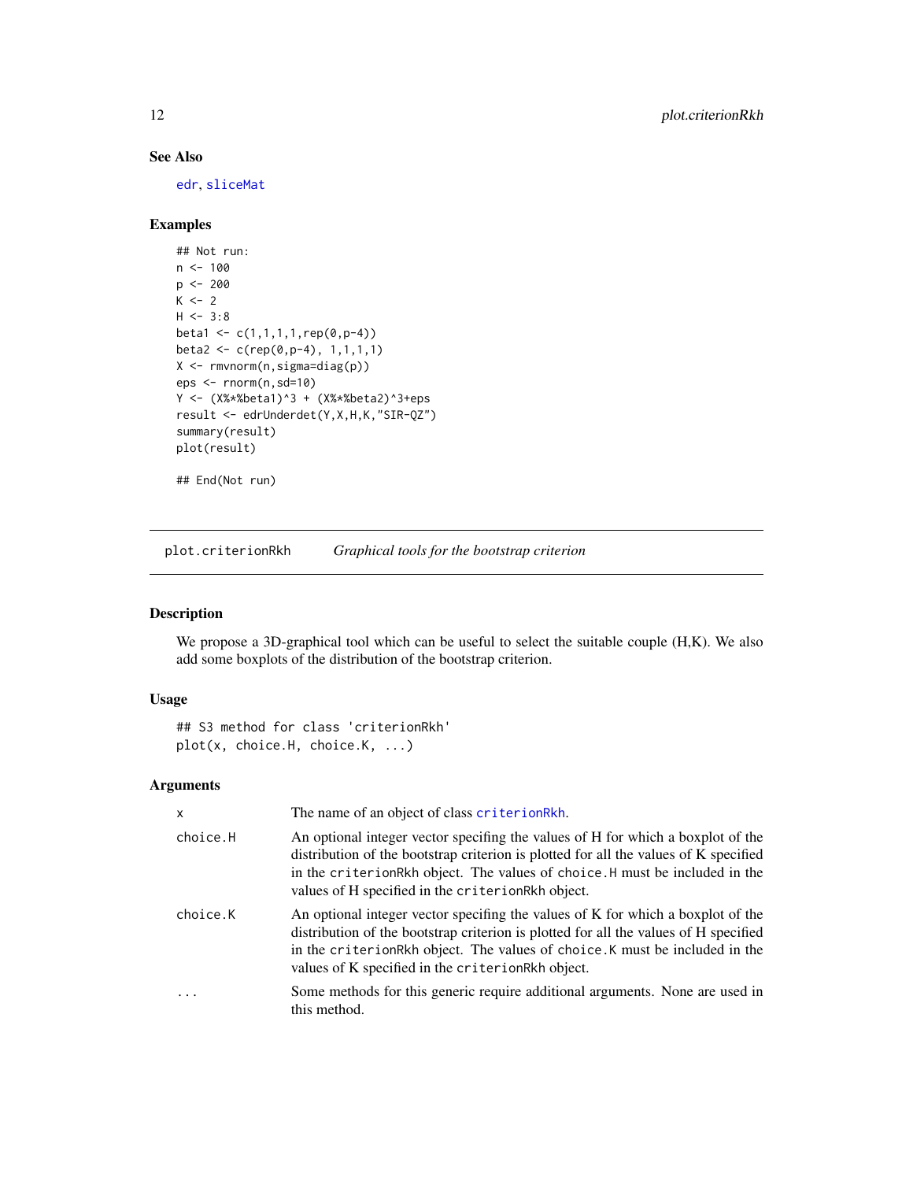### See Also

edr, sliceMat

### Examples

```
## Not run:
n <- 100
p <- 200
K <- 2
H <- 3:8
beta1 <- c(1,1,1,1,rep(0,p-4))
beta2 <- c(rep(0,p-4), 1,1,1,1)
X <- rmvnorm(n,sigma=diag(p))
eps <- rnorm(n,sd=10)
Y <- (X%*%beta1)^3 + (X%*%beta2)^3+eps
result <- edrUnderdet(Y,X,H,K,"SIR-QZ")
summary(result)
plot(result)

## End(Not run)
```

---

## plot.criterionRkh — *Graphical tools for the bootstrap criterion*

### Description

We propose a 3D-graphical tool which can be useful to select the suitable couple (H,K). We also add some boxplots of the distribution of the bootstrap criterion.

### Usage

```
## S3 method for class 'criterionRkh'
plot(x, choice.H, choice.K, ...)
```

### Arguments

| | |
|---|---|
| x | The name of an object of class criterionRkh. |
| choice.H | An optional integer vector specifing the values of H for which a boxplot of the distribution of the bootstrap criterion is plotted for all the values of K specified in the criterionRkh object. The values of choice.H must be included in the values of H specified in the criterionRkh object. |
| choice.K | An optional integer vector specifing the values of K for which a boxplot of the distribution of the bootstrap criterion is plotted for all the values of H specified in the criterionRkh object. The values of choice.K must be included in the values of K specified in the criterionRkh object. |
| ... | Some methods for this generic require additional arguments. None are used in this method. |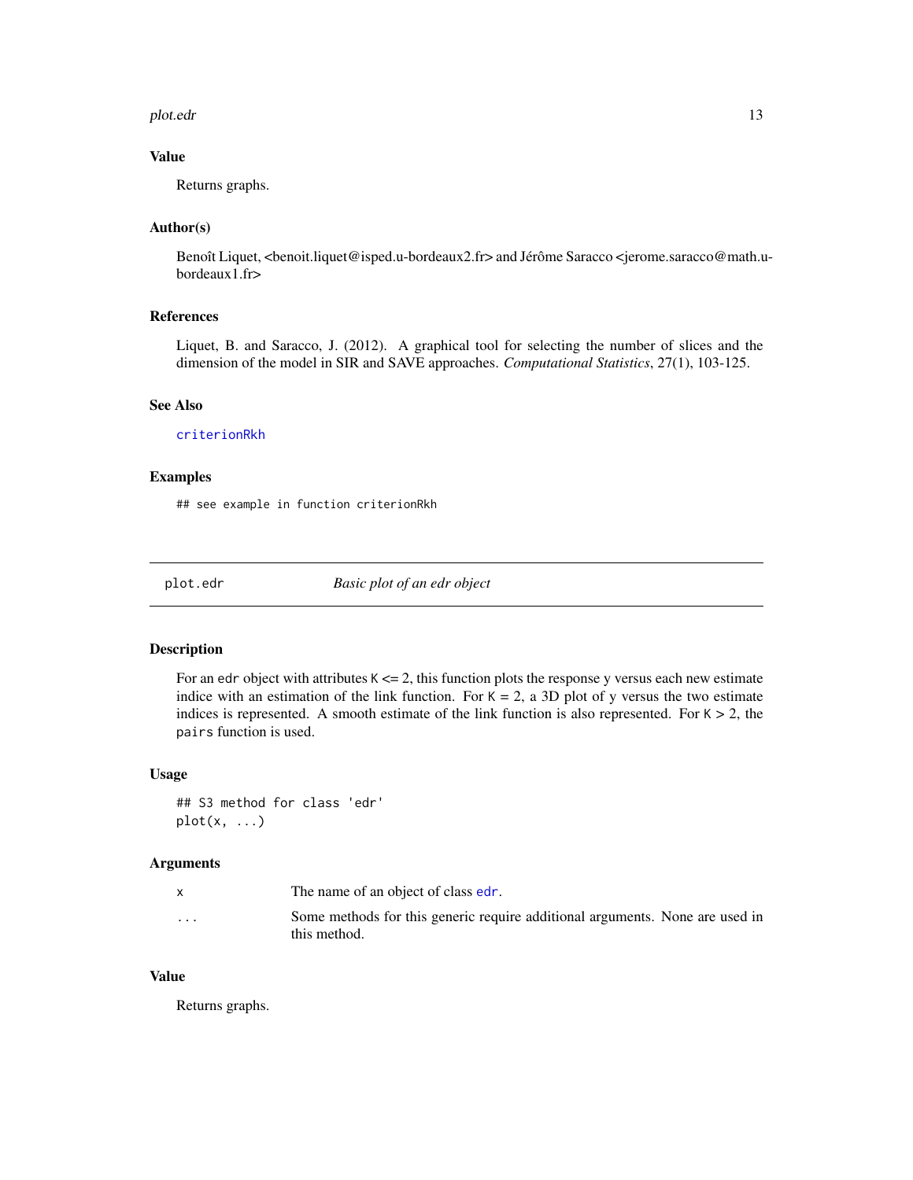### Value

Returns graphs.

### Author(s)

Benoît Liquet, <benoit.liquet@isped.u-bordeaux2.fr> and Jérôme Saracco <jerome.saracco@math.u-bordeaux1.fr>

### References

Liquet, B. and Saracco, J. (2012). A graphical tool for selecting the number of slices and the dimension of the model in SIR and SAVE approaches. *Computational Statistics*, 27(1), 103-125.

### See Also

`criterionRkh`

### Examples

```
## see example in function criterionRkh
```

---

## plot.edr — *Basic plot of an edr object*

---

### Description

For an `edr` object with attributes `K` <= 2, this function plots the response y versus each new estimate indice with an estimation of the link function. For `K` = 2, a 3D plot of y versus the two estimate indices is represented. A smooth estimate of the link function is also represented. For `K` > 2, the `pairs` function is used.

### Usage

```
## S3 method for class 'edr'
plot(x, ...)
```

### Arguments

| | |
|---|---|
| `x` | The name of an object of class `edr`. |
| `...` | Some methods for this generic require additional arguments. None are used in this method. |

### Value

Returns graphs.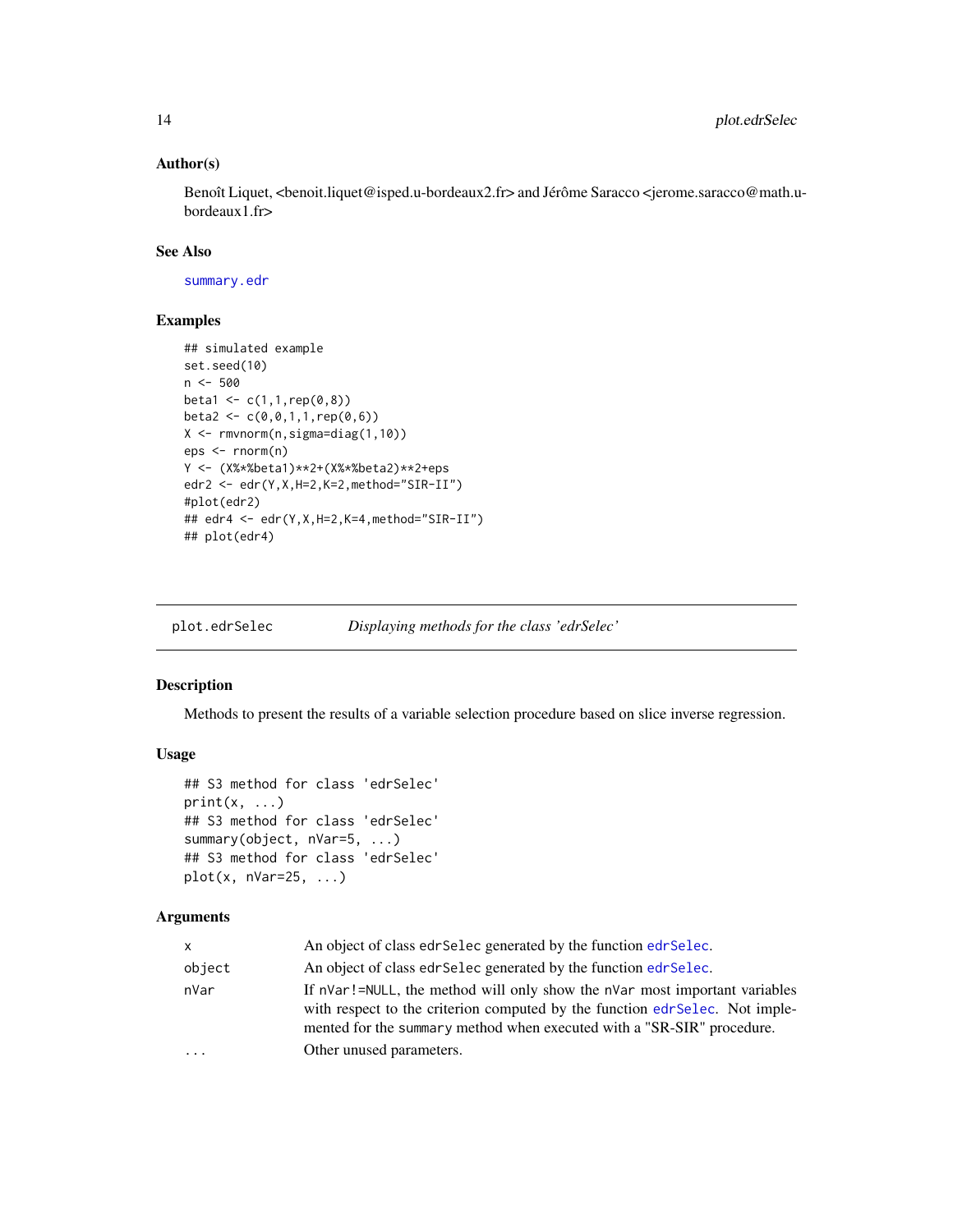### Author(s)

Benoît Liquet, <benoit.liquet@isped.u-bordeaux2.fr> and Jérôme Saracco <jerome.saracco@math.u-bordeaux1.fr>

### See Also

summary.edr

### Examples

```
## simulated example
set.seed(10)
n <- 500
beta1 <- c(1,1,rep(0,8))
beta2 <- c(0,0,1,1,rep(0,6))
X <- rmvnorm(n,sigma=diag(1,10))
eps <- rnorm(n)
Y <- (X%*%beta1)**2+(X%*%beta2)**2+eps
edr2 <- edr(Y,X,H=2,K=2,method="SIR-II")
#plot(edr2)
## edr4 <- edr(Y,X,H=2,K=4,method="SIR-II")
## plot(edr4)
```

---

## plot.edrSelec — *Displaying methods for the class 'edrSelec'*

### Description

Methods to present the results of a variable selection procedure based on slice inverse regression.

### Usage

```
## S3 method for class 'edrSelec'
print(x, ...)
## S3 method for class 'edrSelec'
summary(object, nVar=5, ...)
## S3 method for class 'edrSelec'
plot(x, nVar=25, ...)
```

### Arguments

| | |
|---|---|
| x | An object of class edrSelec generated by the function edrSelec. |
| object | An object of class edrSelec generated by the function edrSelec. |
| nVar | If nVar!=NULL, the method will only show the nVar most important variables with respect to the criterion computed by the function edrSelec. Not implemented for the summary method when executed with a "SR-SIR" procedure. |
| ... | Other unused parameters. |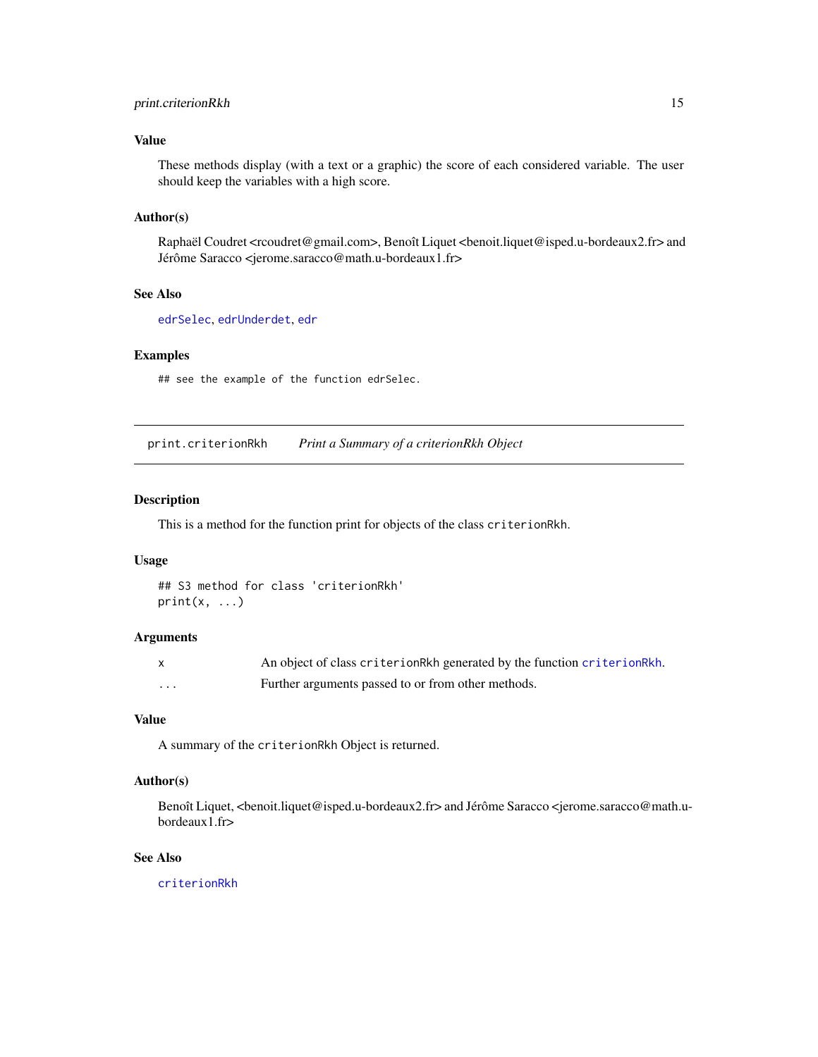### Value

These methods display (with a text or a graphic) the score of each considered variable. The user should keep the variables with a high score.

### Author(s)

Raphaël Coudret <rcoudret@gmail.com>, Benoît Liquet <benoit.liquet@isped.u-bordeaux2.fr> and Jérôme Saracco <jerome.saracco@math.u-bordeaux1.fr>

### See Also

`edrSelec`, `edrUnderdet`, `edr`

### Examples

```
## see the example of the function edrSelec.
```

---

## print.criterionRkh    *Print a Summary of a criterionRkh Object*

---

### Description

This is a method for the function print for objects of the class `criterionRkh`.

### Usage

```
## S3 method for class 'criterionRkh'
print(x, ...)
```

### Arguments

| | |
|---|---|
| `x` | An object of class `criterionRkh` generated by the function `criterionRkh`. |
| `...` | Further arguments passed to or from other methods. |

### Value

A summary of the `criterionRkh` Object is returned.

### Author(s)

Benoît Liquet, <benoit.liquet@isped.u-bordeaux2.fr> and Jérôme Saracco <jerome.saracco@math.u-bordeaux1.fr>

### See Also

`criterionRkh`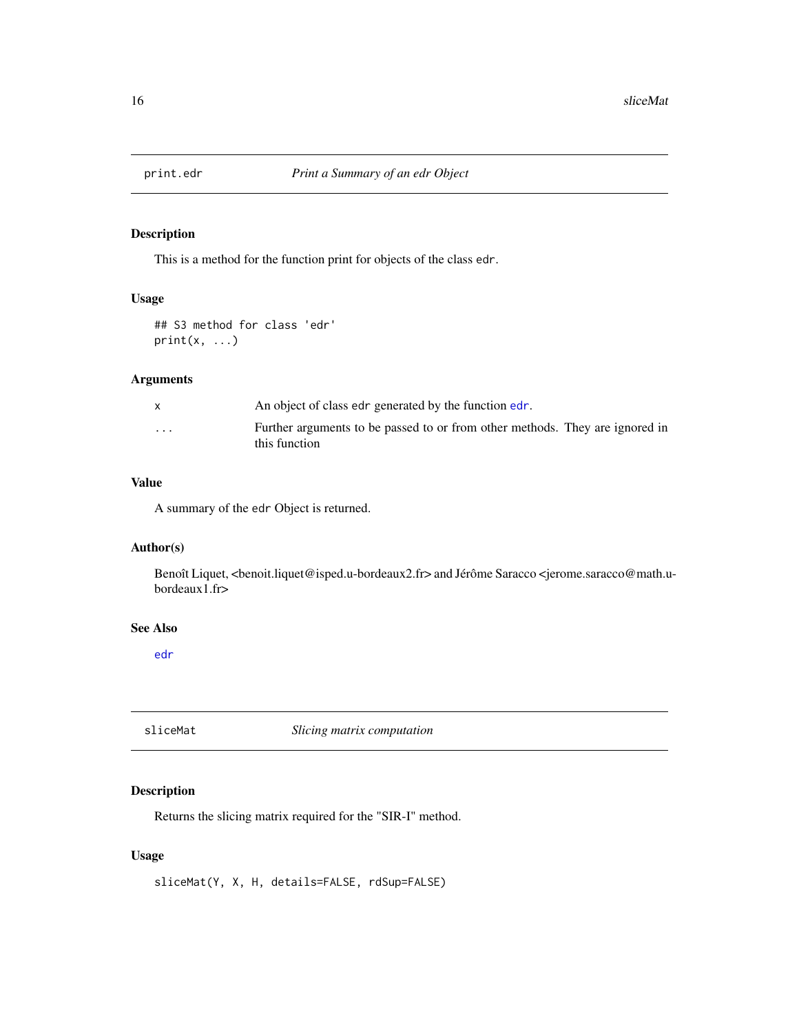## print.edr — *Print a Summary of an edr Object*

### Description

This is a method for the function print for objects of the class `edr`.

### Usage

```
## S3 method for class 'edr'
print(x, ...)
```

### Arguments

| | |
|---|---|
| `x` | An object of class `edr` generated by the function `edr`. |
| `...` | Further arguments to be passed to or from other methods. They are ignored in this function |

### Value

A summary of the `edr` Object is returned.

### Author(s)

Benoît Liquet, <benoit.liquet@isped.u-bordeaux2.fr> and Jérôme Saracco <jerome.saracco@math.u-bordeaux1.fr>

### See Also

`edr`

## sliceMat — *Slicing matrix computation*

### Description

Returns the slicing matrix required for the "SIR-I" method.

### Usage

```
sliceMat(Y, X, H, details=FALSE, rdSup=FALSE)
```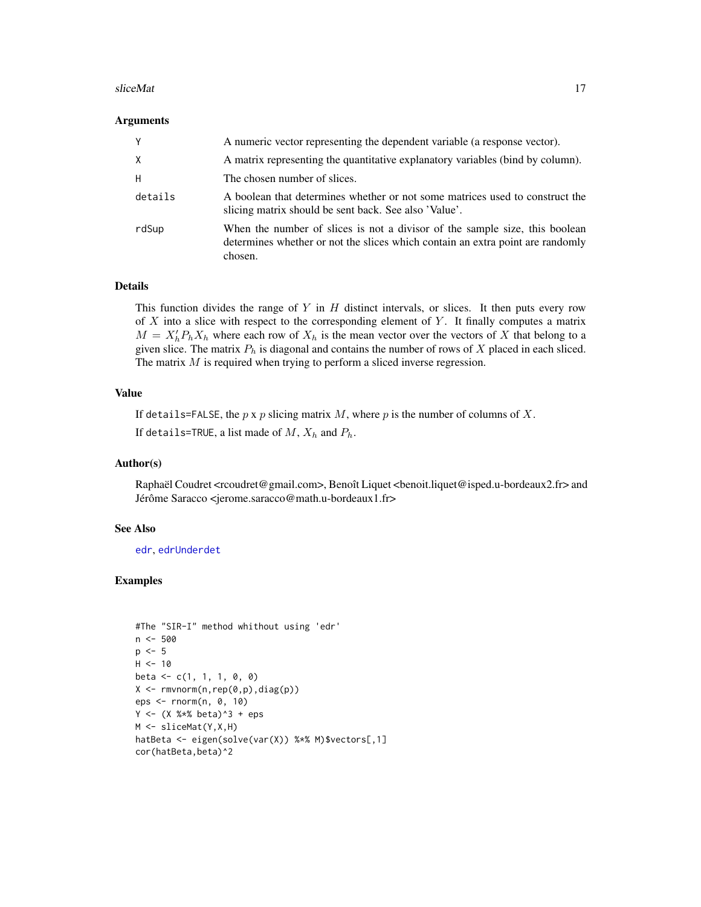### Arguments

| | |
|---|---|
| Y | A numeric vector representing the dependent variable (a response vector). |
| X | A matrix representing the quantitative explanatory variables (bind by column). |
| H | The chosen number of slices. |
| details | A boolean that determines whether or not some matrices used to construct the slicing matrix should be sent back. See also 'Value'. |
| rdSup | When the number of slices is not a divisor of the sample size, this boolean determines whether or not the slices which contain an extra point are randomly chosen. |

### Details

This function divides the range of $Y$ in $H$ distinct intervals, or slices. It then puts every row of $X$ into a slice with respect to the corresponding element of $Y$. It finally computes a matrix $M = X_h' P_h X_h$ where each row of $X_h$ is the mean vector over the vectors of $X$ that belong to a given slice. The matrix $P_h$ is diagonal and contains the number of rows of $X$ placed in each sliced. The matrix $M$ is required when trying to perform a sliced inverse regression.

### Value

If details=FALSE, the $p$ x $p$ slicing matrix $M$, where $p$ is the number of columns of $X$.

If details=TRUE, a list made of $M$, $X_h$ and $P_h$.

### Author(s)

Raphaël Coudret <rcoudret@gmail.com>, Benoît Liquet <benoit.liquet@isped.u-bordeaux2.fr> and Jérôme Saracco <jerome.saracco@math.u-bordeaux1.fr>

### See Also

edr, edrUnderdet

### Examples

```
#The "SIR-I" method whithout using 'edr'
n <- 500
p <- 5
H <- 10
beta <- c(1, 1, 1, 0, 0)
X <- rmvnorm(n,rep(0,p),diag(p))
eps <- rnorm(n, 0, 10)
Y <- (X %*% beta)^3 + eps
M <- sliceMat(Y,X,H)
hatBeta <- eigen(solve(var(X)) %*% M)$vectors[,1]
cor(hatBeta,beta)^2
```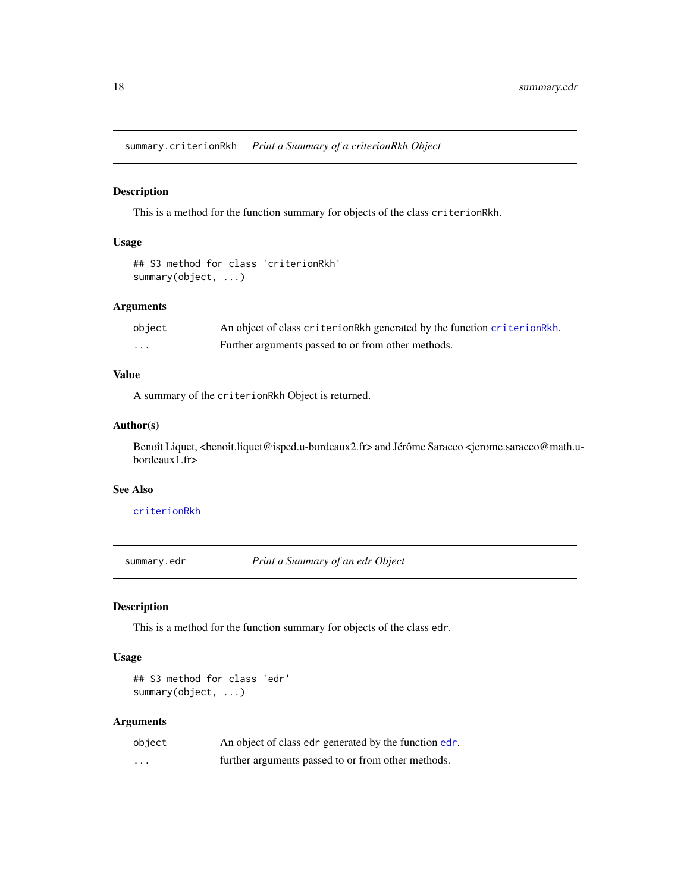## summary.criterionRkh *Print a Summary of a criterionRkh Object*

### Description

This is a method for the function summary for objects of the class `criterionRkh`.

### Usage

```
## S3 method for class 'criterionRkh'
summary(object, ...)
```

### Arguments

| | |
|---|---|
| `object` | An object of class `criterionRkh` generated by the function `criterionRkh`. |
| `...` | Further arguments passed to or from other methods. |

### Value

A summary of the `criterionRkh` Object is returned.

### Author(s)

Benoît Liquet, <benoit.liquet@isped.u-bordeaux2.fr> and Jérôme Saracco <jerome.saracco@math.u-bordeaux1.fr>

### See Also

`criterionRkh`

## summary.edr *Print a Summary of an edr Object*

### Description

This is a method for the function summary for objects of the class `edr`.

### Usage

```
## S3 method for class 'edr'
summary(object, ...)
```

### Arguments

| | |
|---|---|
| `object` | An object of class `edr` generated by the function `edr`. |
| `...` | further arguments passed to or from other methods. |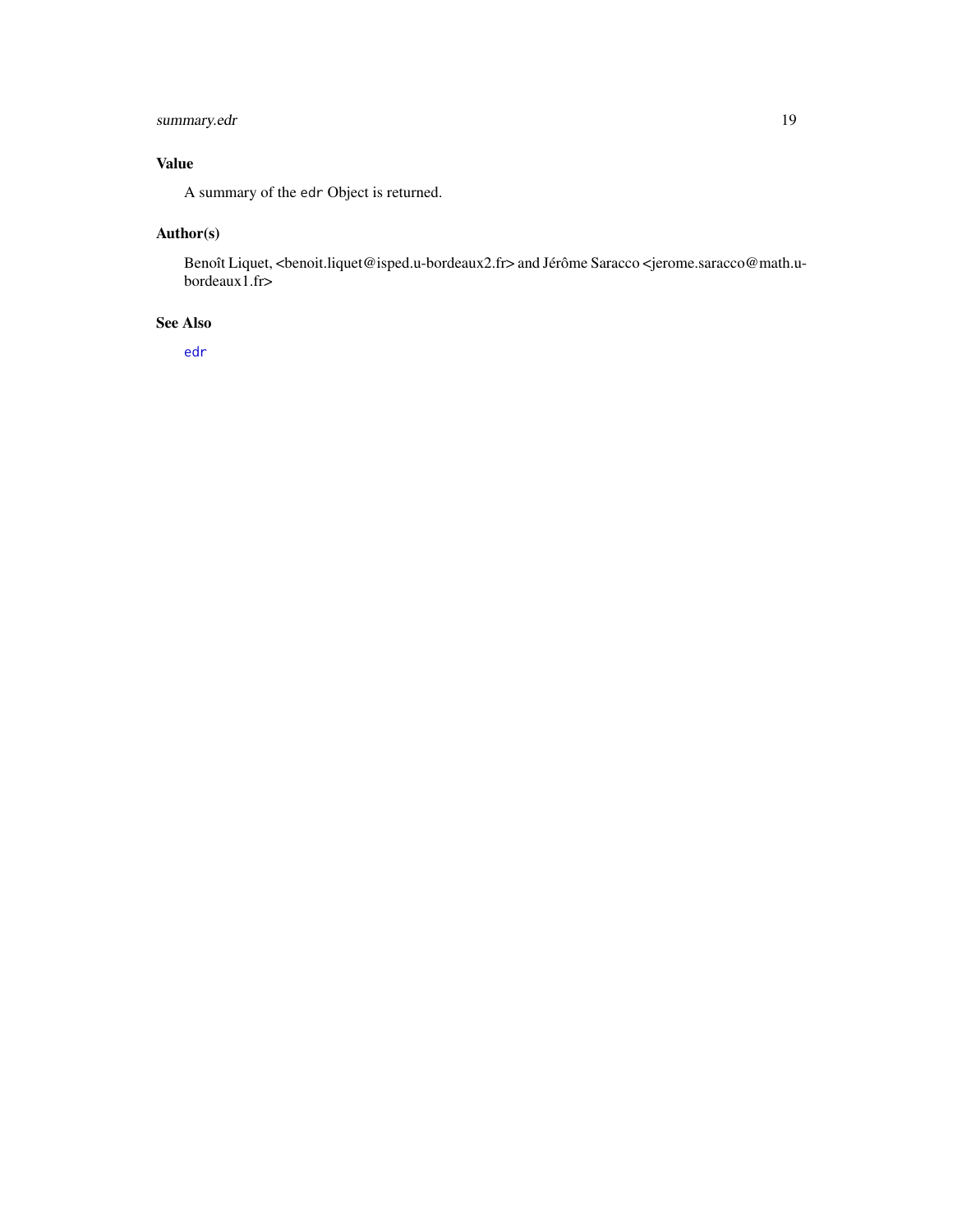## Value

A summary of the `edr` Object is returned.

## Author(s)

Benoît Liquet, <benoit.liquet@isped.u-bordeaux2.fr> and Jérôme Saracco <jerome.saracco@math.u-bordeaux1.fr>

## See Also

`edr`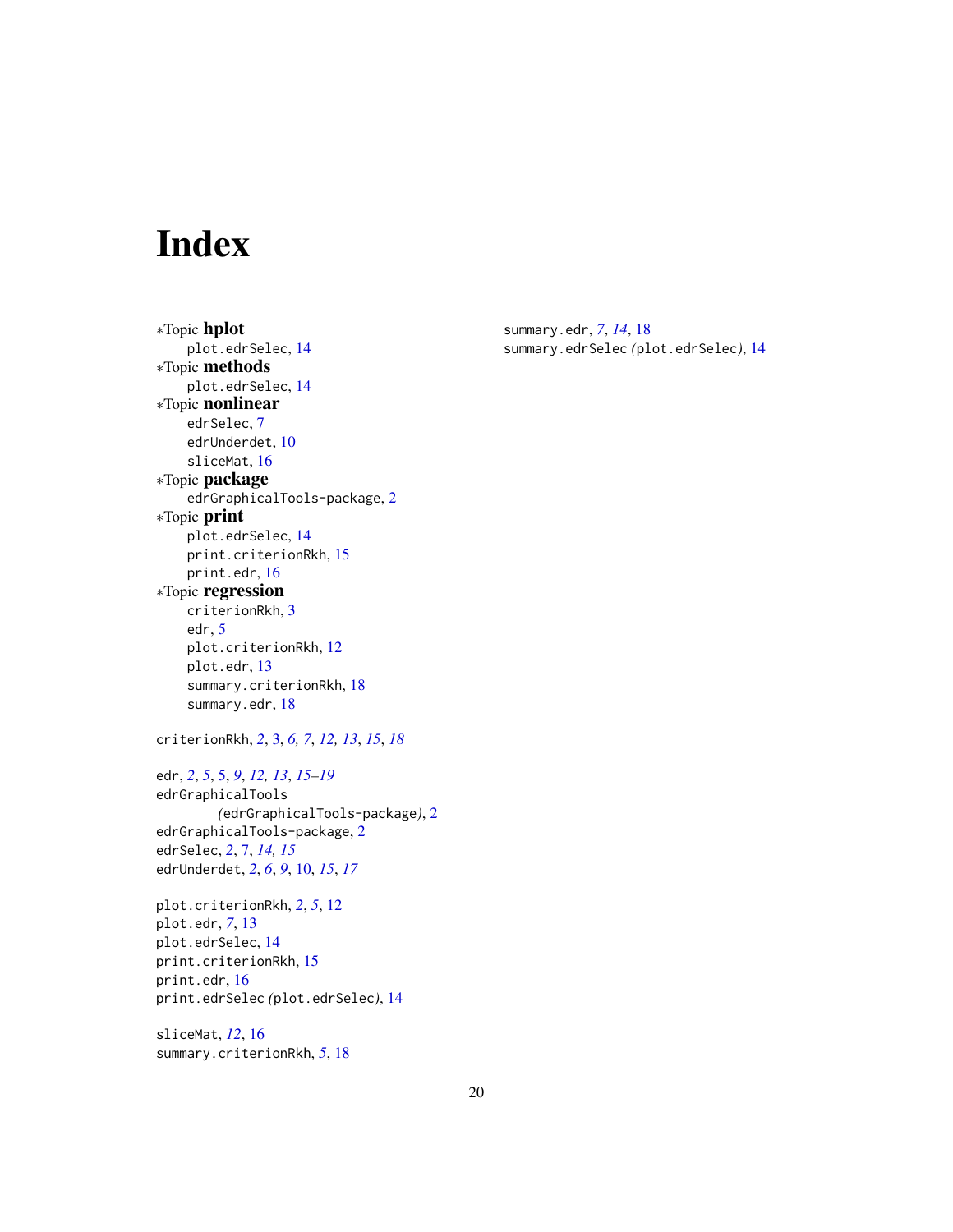# Index

*Topic **hplot**
  plot.edrSelec, 14
*Topic **methods**
  plot.edrSelec, 14
*Topic **nonlinear**
  edrSelec, 7
  edrUnderdet, 10
  sliceMat, 16
*Topic **package**
  edrGraphicalTools-package, 2
*Topic **print**
  plot.edrSelec, 14
  print.criterionRkh, 15
  print.edr, 16
*Topic **regression**
  criterionRkh, 3
  edr, 5
  plot.criterionRkh, 12
  plot.edr, 13
  summary.criterionRkh, 18
  summary.edr, 18

criterionRkh, *2*, 3, *6, 7*, *12, 13*, *15*, *18*

edr, *2*, *5*, 5, *9*, *12, 13*, *15–19*
edrGraphicalTools
  *(*edrGraphicalTools-package*)*, 2
edrGraphicalTools-package, 2
edrSelec, *2*, 7, *14, 15*
edrUnderdet, *2*, *6*, *9*, 10, *15*, *17*

plot.criterionRkh, *2*, *5*, 12
plot.edr, *7*, 13
plot.edrSelec, 14
print.criterionRkh, 15
print.edr, 16
print.edrSelec *(*plot.edrSelec*)*, 14

sliceMat, *12*, 16
summary.criterionRkh, *5*, 18
summary.edr, *7*, *14*, 18
summary.edrSelec *(*plot.edrSelec*)*, 14